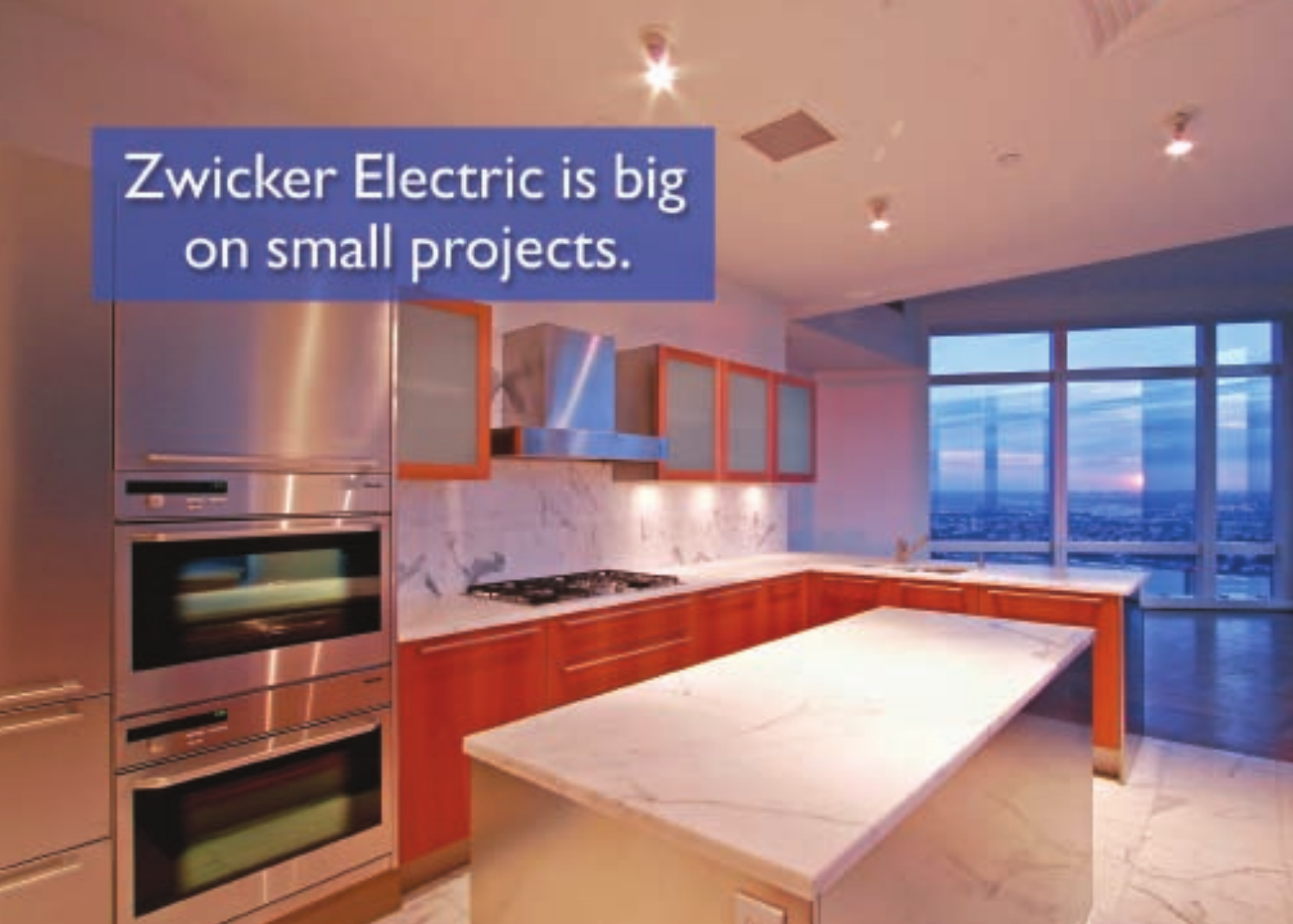Zwicker Electric is big on small projects.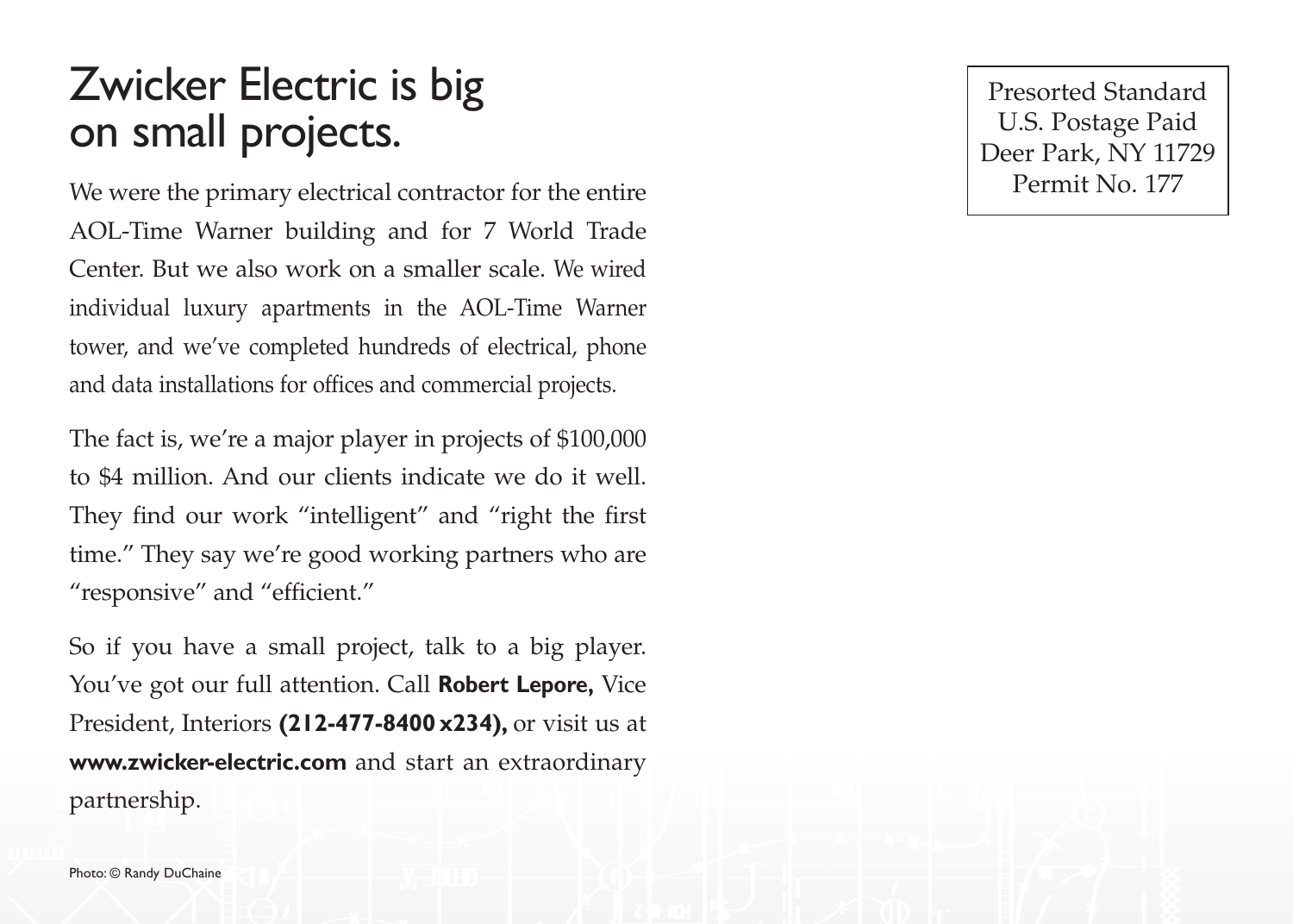# Zwicker Electric is big on small projects.

We were the primary electrical contractor for the entire AOL-Time Warner building and for 7 World Trade Center. But we also work on a smaller scale. We wired individual luxury apartments in the AOL-Time Warner tower, and we've completed hundreds of electrical, phone and data installations for offices and commercial projects.

The fact is, we're a major player in projects of $100,000 to $4 million. And our clients indicate we do it well. They find our work "intelligent" and "right the first time." They say we're good working partners who are "responsive" and "efficient."

So if you have a small project, talk to a big player. You've got our full attention. Call **Robert Lepore,** Vice President, Interiors **(212-477-8400 x234),** or visit us at **www.zwicker-electric.com** and start an extraordinary partnership.

Presorted Standard
U.S. Postage Paid
Deer Park, NY 11729
Permit No. 177

Photo: © Randy DuChaine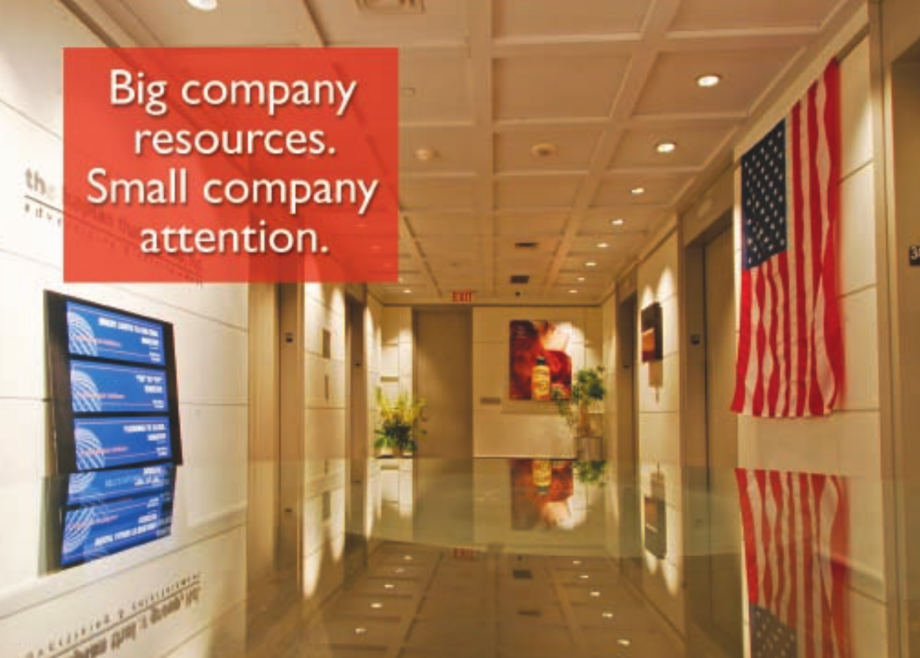Big company resources. Small company attention.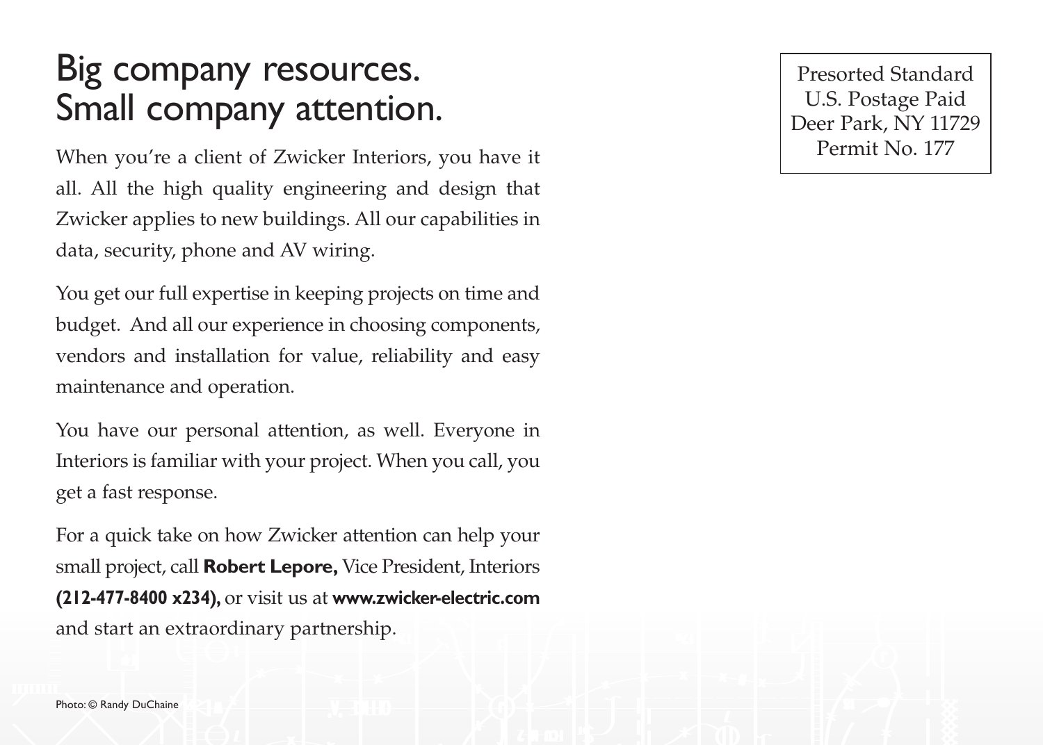# Big company resources. Small company attention.

When you're a client of Zwicker Interiors, you have it all. All the high quality engineering and design that Zwicker applies to new buildings. All our capabilities in data, security, phone and AV wiring.

You get our full expertise in keeping projects on time and budget. And all our experience in choosing components, vendors and installation for value, reliability and easy maintenance and operation.

You have our personal attention, as well. Everyone in Interiors is familiar with your project. When you call, you get a fast response.

For a quick take on how Zwicker attention can help your small project, call **Robert Lepore,** Vice President, Interiors **(212-477-8400 x234),** or visit us at **www.zwicker-electric.com** and start an extraordinary partnership.

Photo: © Randy DuChaine

Presorted Standard
U.S. Postage Paid
Deer Park, NY 11729
Permit No. 177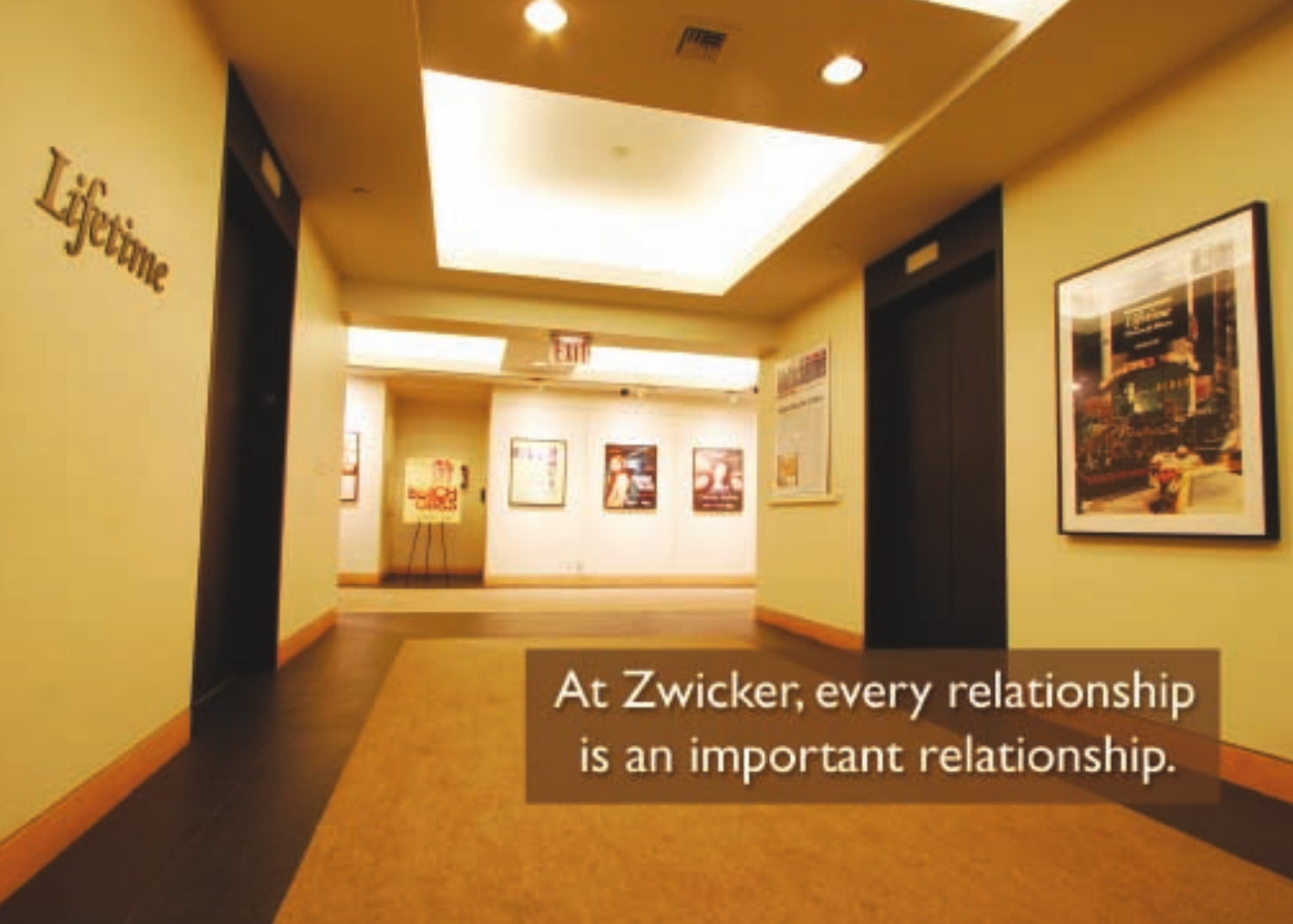At Zwicker, every relationship is an important relationship.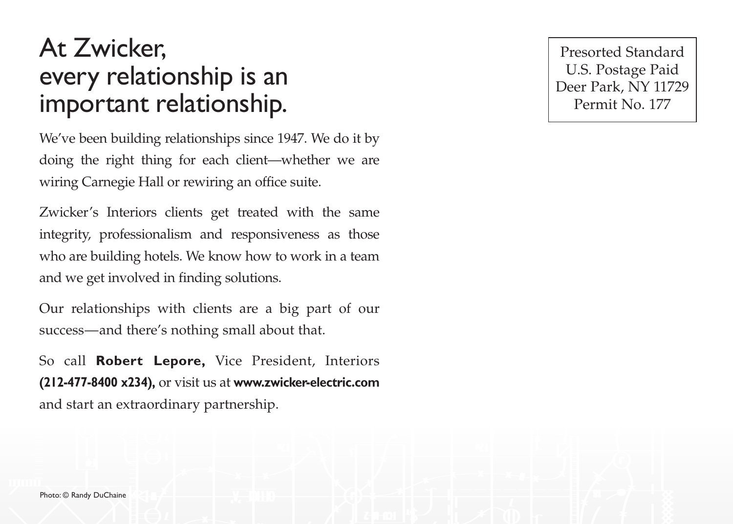# At Zwicker, every relationship is an important relationship.

We've been building relationships since 1947. We do it by doing the right thing for each client—whether we are wiring Carnegie Hall or rewiring an office suite.

Zwicker's Interiors clients get treated with the same integrity, professionalism and responsiveness as those who are building hotels. We know how to work in a team and we get involved in finding solutions.

Our relationships with clients are a big part of our success—and there's nothing small about that.

So call **Robert Lepore,** Vice President, Interiors **(212-477-8400 x234),** or visit us at **www.zwicker-electric.com** and start an extraordinary partnership.

Presorted Standard
U.S. Postage Paid
Deer Park, NY 11729
Permit No. 177

Photo: © Randy DuChaine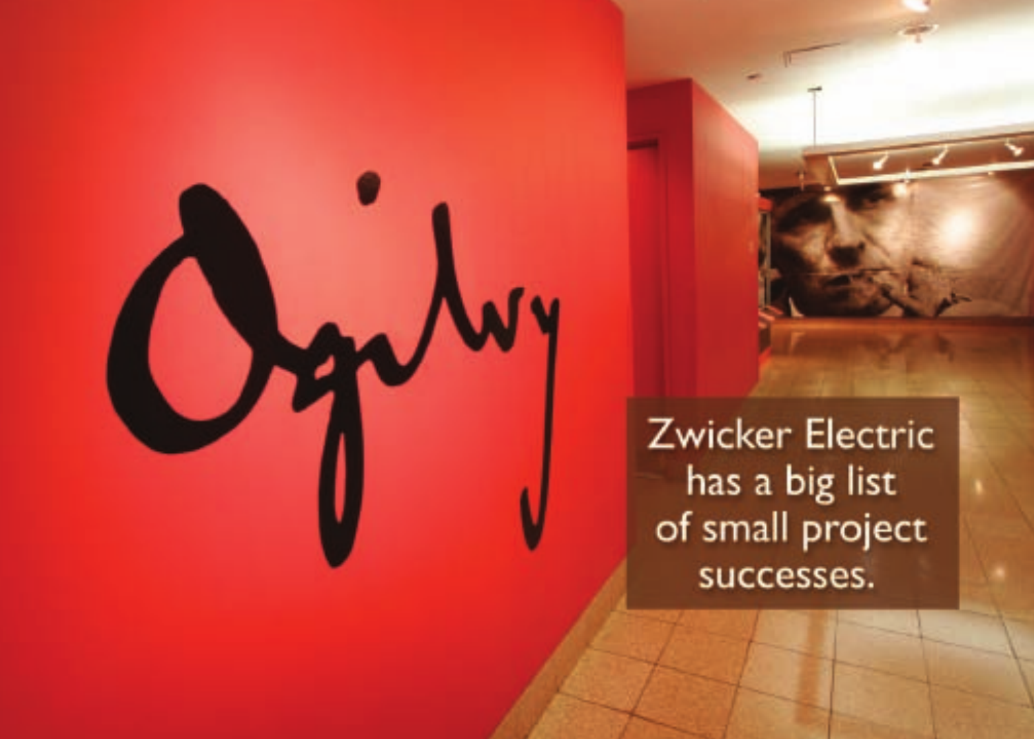Ogilvy

Zwicker Electric has a big list of small project successes.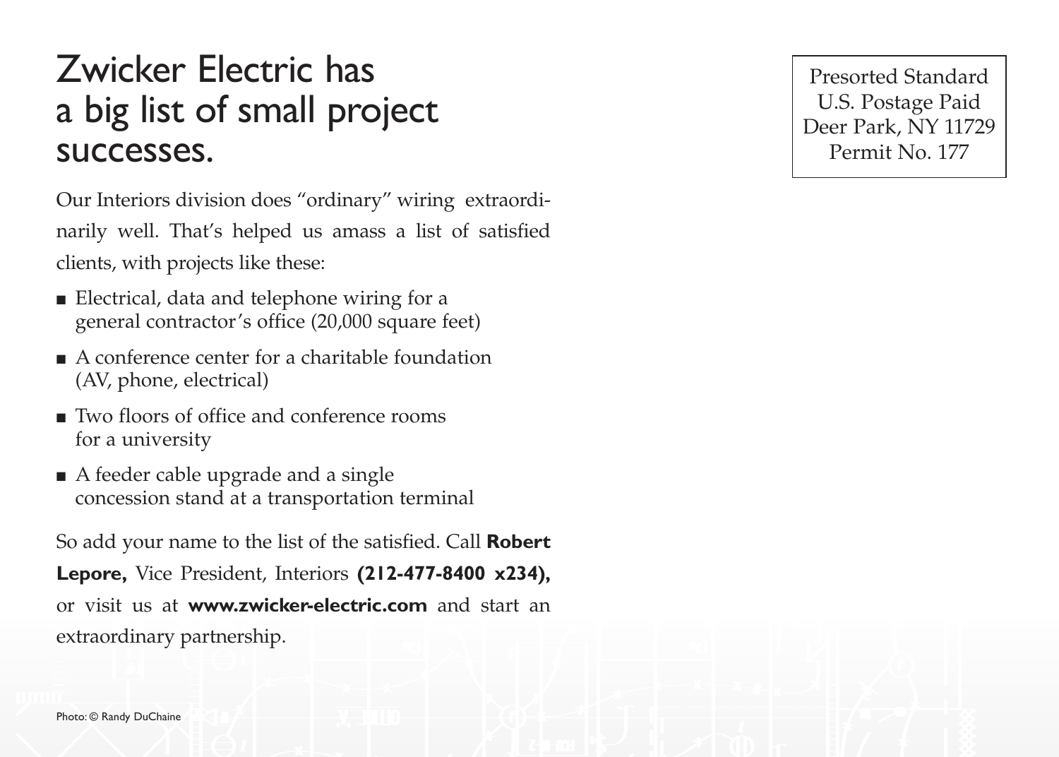# Zwicker Electric has a big list of small project successes.

Presorted Standard
U.S. Postage Paid
Deer Park, NY 11729
Permit No. 177

Our Interiors division does "ordinary" wiring extraordinarily well. That's helped us amass a list of satisfied clients, with projects like these:

- Electrical, data and telephone wiring for a general contractor's office (20,000 square feet)
- A conference center for a charitable foundation (AV, phone, electrical)
- Two floors of office and conference rooms for a university
- A feeder cable upgrade and a single concession stand at a transportation terminal

So add your name to the list of the satisfied. Call **Robert Lepore,** Vice President, Interiors **(212-477-8400 x234),** or visit us at **www.zwicker-electric.com** and start an extraordinary partnership.

Photo: © Randy DuChaine